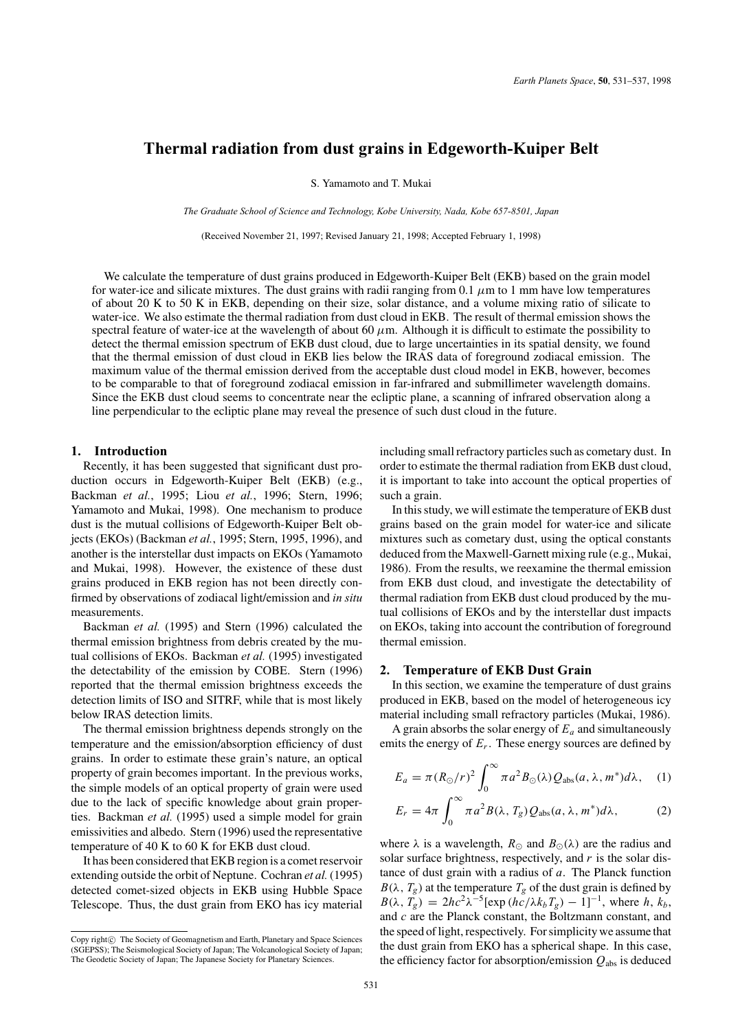# Thermal radiation from dust grains in Edgeworth-Kuiper Belt

S. Yamamoto and T. Mukai

*The Graduate School of Science and Technology, Kobe University, Nada, Kobe 657-8501, Japan*

(Received November 21, 1997; Revised January 21, 1998; Accepted February 1, 1998)

We calculate the temperature of dust grains produced in Edgeworth-Kuiper Belt (EKB) based on the grain model for water-ice and silicate mixtures. The dust grains with radii ranging from 0.1 $\mu$m to 1 mm have low temperatures of about 20 K to 50 K in EKB, depending on their size, solar distance, and a volume mixing ratio of silicate to water-ice. We also estimate the thermal radiation from dust cloud in EKB. The result of thermal emission shows the spectral feature of water-ice at the wavelength of about 60 $\mu$m. Although it is difficult to estimate the possibility to detect the thermal emission spectrum of EKB dust cloud, due to large uncertainties in its spatial density, we found that the thermal emission of dust cloud in EKB lies below the IRAS data of foreground zodiacal emission. The maximum value of the thermal emission derived from the acceptable dust cloud model in EKB, however, becomes to be comparable to that of foreground zodiacal emission in far-infrared and submillimeter wavelength domains. Since the EKB dust cloud seems to concentrate near the ecliptic plane, a scanning of infrared observation along a line perpendicular to the ecliptic plane may reveal the presence of such dust cloud in the future.

## 1. Introduction

Recently, it has been suggested that significant dust production occurs in Edgeworth-Kuiper Belt (EKB) (e.g., Backman *et al.*, 1995; Liou *et al.*, 1996; Stern, 1996; Yamamoto and Mukai, 1998). One mechanism to produce dust is the mutual collisions of Edgeworth-Kuiper Belt objects (EKOs) (Backman *et al.*, 1995; Stern, 1995, 1996), and another is the interstellar dust impacts on EKOs (Yamamoto and Mukai, 1998). However, the existence of these dust grains produced in EKB region has not been directly confirmed by observations of zodiacal light/emission and *in situ* measurements.

Backman *et al.* (1995) and Stern (1996) calculated the thermal emission brightness from debris created by the mutual collisions of EKOs. Backman *et al.* (1995) investigated the detectability of the emission by COBE. Stern (1996) reported that the thermal emission brightness exceeds the detection limits of ISO and SITRF, while that is most likely below IRAS detection limits.

The thermal emission brightness depends strongly on the temperature and the emission/absorption efficiency of dust grains. In order to estimate these grain's nature, an optical property of grain becomes important. In the previous works, the simple models of an optical property of grain were used due to the lack of specific knowledge about grain properties. Backman *et al.* (1995) used a simple model for grain emissivities and albedo. Stern (1996) used the representative temperature of 40 K to 60 K for EKB dust cloud.

It has been considered that EKB region is a comet reservoir extending outside the orbit of Neptune. Cochran *et al.* (1995) detected comet-sized objects in EKB using Hubble Space Telescope. Thus, the dust grain from EKO has icy material including small refractory particles such as cometary dust. In order to estimate the thermal radiation from EKB dust cloud, it is important to take into account the optical properties of such a grain.

In this study, we will estimate the temperature of EKB dust grains based on the grain model for water-ice and silicate mixtures such as cometary dust, using the optical constants deduced from the Maxwell-Garnett mixing rule (e.g., Mukai, 1986). From the results, we reexamine the thermal emission from EKB dust cloud, and investigate the detectability of thermal radiation from EKB dust cloud produced by the mutual collisions of EKOs and by the interstellar dust impacts on EKOs, taking into account the contribution of foreground thermal emission.

## 2. Temperature of EKB Dust Grain

In this section, we examine the temperature of dust grains produced in EKB, based on the model of heterogeneous icy material including small refractory particles (Mukai, 1986).

A grain absorbs the solar energy of $E_a$ and simultaneously emits the energy of $E_r$. These energy sources are defined by

$$E_a = \pi(R_\odot/r)^2 \int_0^\infty \pi a^2 B_\odot(\lambda) Q_{\rm abs}(a, \lambda, m^*) d\lambda, \quad (1)$$

$$E_r = 4\pi \int_0^\infty \pi a^2 B(\lambda, T_g) Q_{\rm abs}(a, \lambda, m^*) d\lambda, \quad (2)$$

where $\lambda$ is a wavelength, $R_\odot$ and $B_\odot(\lambda)$ are the radius and solar surface brightness, respectively, and $r$ is the solar distance of dust grain with a radius of $a$. The Planck function $B(\lambda, T_g)$ at the temperature $T_g$ of the dust grain is defined by $B(\lambda, T_g) = 2hc^2\lambda^{-5}[\exp(hc/\lambda k_b T_g) - 1]^{-1}$, where $h$, $k_b$, and $c$ are the Planck constant, the Boltzmann constant, and the speed of light, respectively. For simplicity we assume that the dust grain from EKO has a spherical shape. In this case, the efficiency factor for absorption/emission $Q_{\rm abs}$ is deduced

---

Copy right© The Society of Geomagnetism and Earth, Planetary and Space Sciences (SGEPSS); The Seismological Society of Japan; The Volcanological Society of Japan; The Geodetic Society of Japan; The Japanese Society for Planetary Sciences.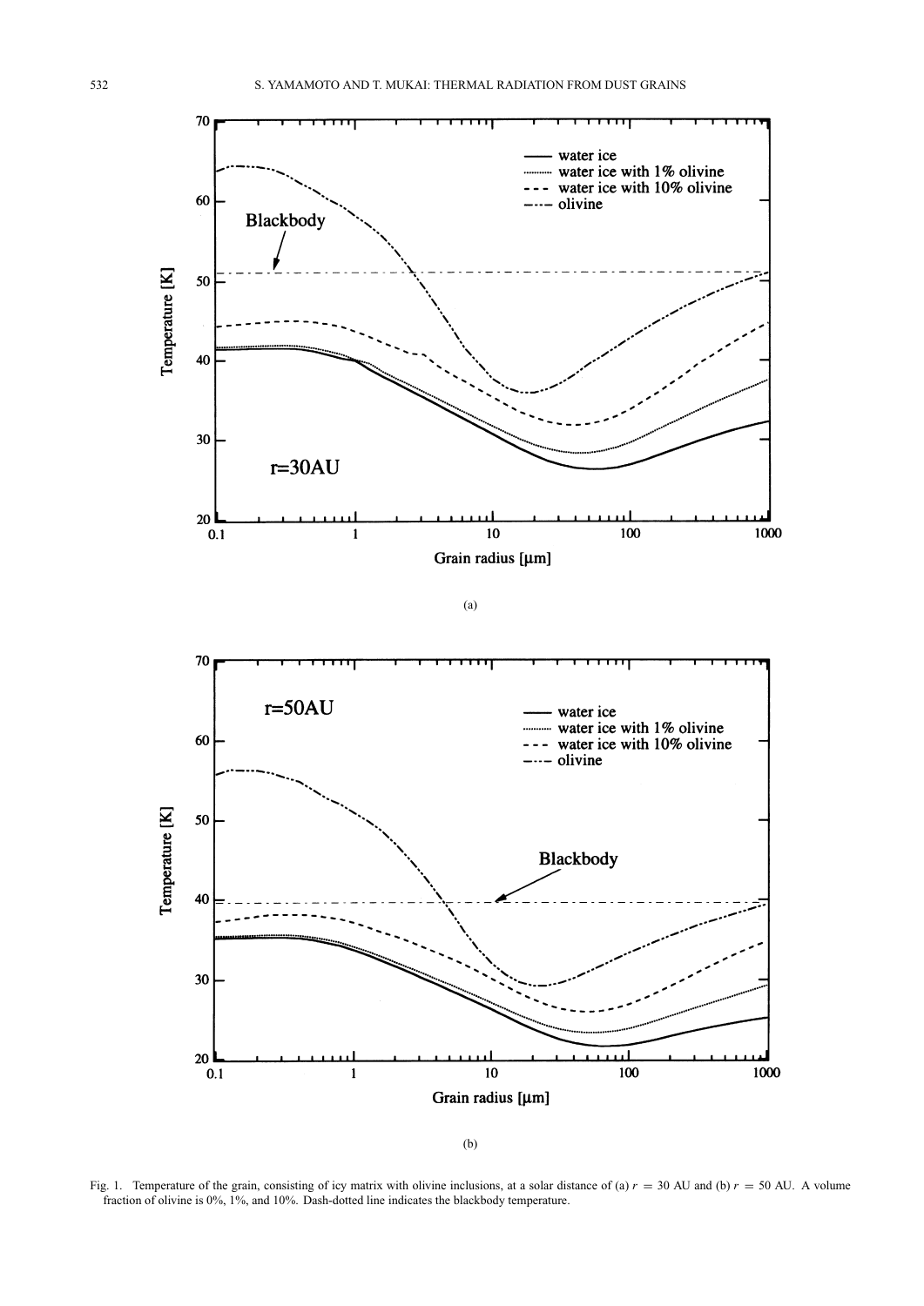Fig. 1. Temperature of the grain, consisting of icy matrix with olivine inclusions, at a solar distance of (a) $r = 30$ AU and (b) $r = 50$ AU. A volume fraction of olivine is 0%, 1%, and 10%. Dash-dotted line indicates the blackbody temperature.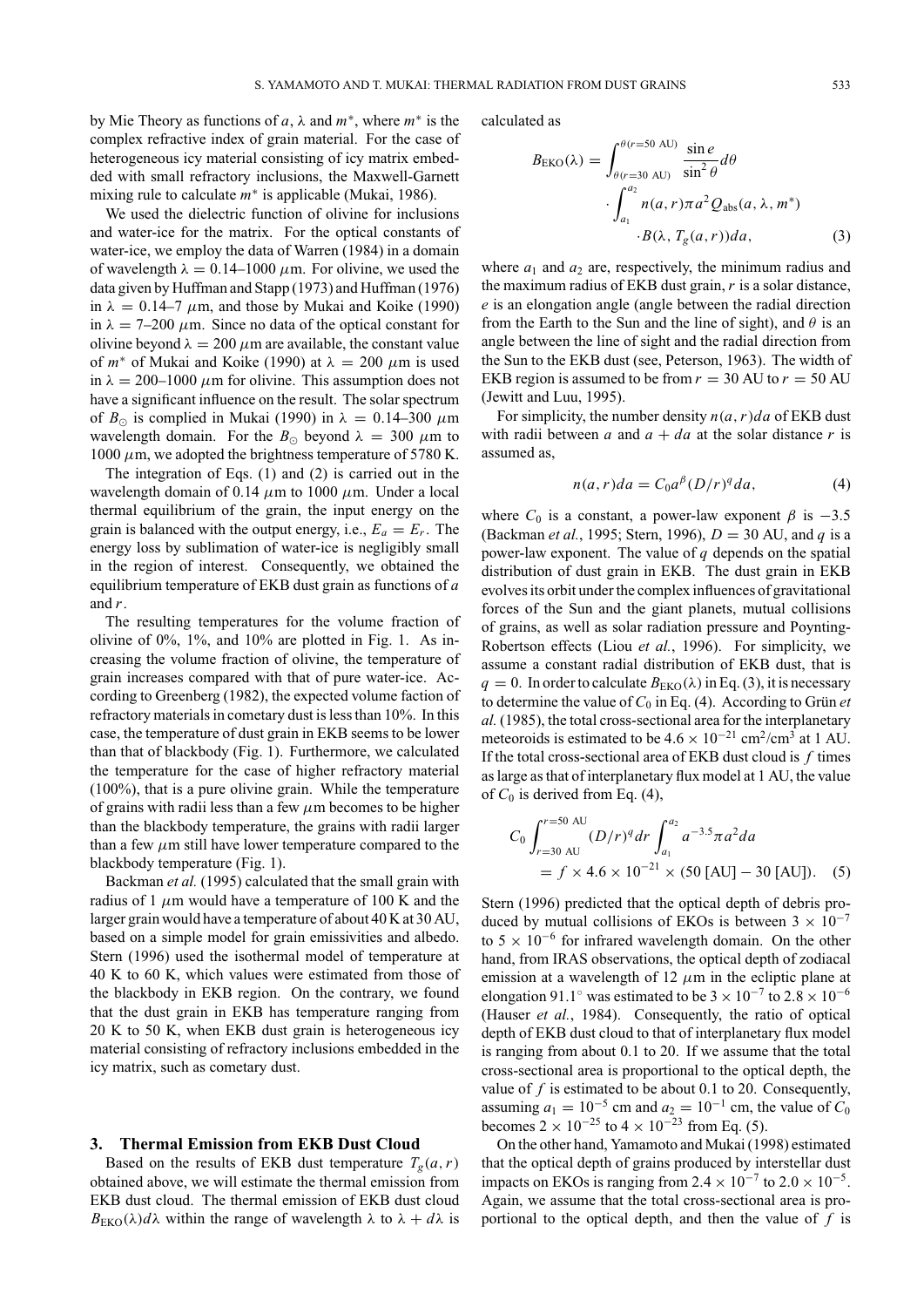by Mie Theory as functions of $a$, $\lambda$ and $m^*$, where $m^*$ is the complex refractive index of grain material. For the case of heterogeneous icy material consisting of icy matrix embedded with small refractory inclusions, the Maxwell-Garnett mixing rule to calculate $m^*$ is applicable (Mukai, 1986).

We used the dielectric function of olivine for inclusions and water-ice for the matrix. For the optical constants of water-ice, we employ the data of Warren (1984) in a domain of wavelength $\lambda = 0.14$–$1000\ \mu$m. For olivine, we used the data given by Huffman and Stapp (1973) and Huffman (1976) in $\lambda = 0.14$–$7\ \mu$m, and those by Mukai and Koike (1990) in $\lambda = 7$–$200\ \mu$m. Since no data of the optical constant for olivine beyond $\lambda = 200\ \mu$m are available, the constant value of $m^*$ of Mukai and Koike (1990) at $\lambda = 200\ \mu$m is used in $\lambda = 200$–$1000\ \mu$m for olivine. This assumption does not have a significant influence on the result. The solar spectrum of $B_\odot$ is complied in Mukai (1990) in $\lambda = 0.14$–$300\ \mu$m wavelength domain. For the $B_\odot$ beyond $\lambda = 300\ \mu$m to $1000\ \mu$m, we adopted the brightness temperature of 5780 K.

The integration of Eqs. (1) and (2) is carried out in the wavelength domain of $0.14\ \mu$m to $1000\ \mu$m. Under a local thermal equilibrium of the grain, the input energy on the grain is balanced with the output energy, i.e., $E_a = E_r$. The energy loss by sublimation of water-ice is negligibly small in the region of interest. Consequently, we obtained the equilibrium temperature of EKB dust grain as functions of $a$ and $r$.

The resulting temperatures for the volume fraction of olivine of 0%, 1%, and 10% are plotted in Fig. 1. As increasing the volume fraction of olivine, the temperature of grain increases compared with that of pure water-ice. According to Greenberg (1982), the expected volume faction of refractory materials in cometary dust is less than 10%. In this case, the temperature of dust grain in EKB seems to be lower than that of blackbody (Fig. 1). Furthermore, we calculated the temperature for the case of higher refractory material (100%), that is a pure olivine grain. While the temperature of grains with radii less than a few $\mu$m becomes to be higher than the blackbody temperature, the grains with radii larger than a few $\mu$m still have lower temperature compared to the blackbody temperature (Fig. 1).

Backman *et al.* (1995) calculated that the small grain with radius of $1\ \mu$m would have a temperature of 100 K and the larger grain would have a temperature of about 40 K at 30 AU, based on a simple model for grain emissivities and albedo. Stern (1996) used the isothermal model of temperature at 40 K to 60 K, which values were estimated from those of the blackbody in EKB region. On the contrary, we found that the dust grain in EKB has temperature ranging from 20 K to 50 K, when EKB dust grain is heterogeneous icy material consisting of refractory inclusions embedded in the icy matrix, such as cometary dust.

## 3. Thermal Emission from EKB Dust Cloud

Based on the results of EKB dust temperature $T_g(a, r)$ obtained above, we will estimate the thermal emission from EKB dust cloud. The thermal emission of EKB dust cloud $B_{\mathrm{EKO}}(\lambda)d\lambda$ within the range of wavelength $\lambda$ to $\lambda + d\lambda$ is calculated as

$$B_{\mathrm{EKO}}(\lambda) = \int_{\theta(r=30\ \mathrm{AU})}^{\theta(r=50\ \mathrm{AU})} \frac{\sin e}{\sin^2\theta} d\theta \cdot \int_{a_1}^{a_2} n(a, r)\pi a^2 Q_{\mathrm{abs}}(a, \lambda, m^*) \cdot B(\lambda, T_g(a, r))da, \quad (3)$$

where $a_1$ and $a_2$ are, respectively, the minimum radius and the maximum radius of EKB dust grain, $r$ is a solar distance, $e$ is an elongation angle (angle between the radial direction from the Earth to the Sun and the line of sight), and $\theta$ is an angle between the line of sight and the radial direction from the Sun to the EKB dust (see, Peterson, 1963). The width of EKB region is assumed to be from $r = 30$ AU to $r = 50$ AU (Jewitt and Luu, 1995).

For simplicity, the number density $n(a, r)da$ of EKB dust with radii between $a$ and $a + da$ at the solar distance $r$ is assumed as,

$$n(a, r)da = C_0 a^\beta (D/r)^q da, \quad (4)$$

where $C_0$ is a constant, a power-law exponent $\beta$ is $-3.5$ (Backman *et al.*, 1995; Stern, 1996), $D = 30$ AU, and $q$ is a power-law exponent. The value of $q$ depends on the spatial distribution of dust grain in EKB. The dust grain in EKB evolves its orbit under the complex influences of gravitational forces of the Sun and the giant planets, mutual collisions of grains, as well as solar radiation pressure and Poynting-Robertson effects (Liou *et al.*, 1996). For simplicity, we assume a constant radial distribution of EKB dust, that is $q = 0$. In order to calculate $B_{\mathrm{EKO}}(\lambda)$ in Eq. (3), it is necessary to determine the value of $C_0$ in Eq. (4). According to Grün *et al.* (1985), the total cross-sectional area for the interplanetary meteoroids is estimated to be $4.6 \times 10^{-21}$ cm$^2$/cm$^3$ at 1 AU. If the total cross-sectional area of EKB dust cloud is $f$ times as large as that of interplanetary flux model at 1 AU, the value of $C_0$ is derived from Eq. (4),

$$C_0 \int_{r=30\ \mathrm{AU}}^{r=50\ \mathrm{AU}} (D/r)^q dr \int_{a_1}^{a_2} a^{-3.5}\pi a^2 da = f \times 4.6 \times 10^{-21} \times (50\ [\mathrm{AU}] - 30\ [\mathrm{AU}]). \quad (5)$$

Stern (1996) predicted that the optical depth of debris produced by mutual collisions of EKOs is between $3 \times 10^{-7}$ to $5 \times 10^{-6}$ for infrared wavelength domain. On the other hand, from IRAS observations, the optical depth of zodiacal emission at a wavelength of $12\ \mu$m in the ecliptic plane at elongation 91.1° was estimated to be $3 \times 10^{-7}$ to $2.8 \times 10^{-6}$ (Hauser *et al.*, 1984). Consequently, the ratio of optical depth of EKB dust cloud to that of interplanetary flux model is ranging from about 0.1 to 20. If we assume that the total cross-sectional area is proportional to the optical depth, the value of $f$ is estimated to be about 0.1 to 20. Consequently, assuming $a_1 = 10^{-5}$ cm and $a_2 = 10^{-1}$ cm, the value of $C_0$ becomes $2 \times 10^{-25}$ to $4 \times 10^{-23}$ from Eq. (5).

On the other hand, Yamamoto and Mukai (1998) estimated that the optical depth of grains produced by interstellar dust impacts on EKOs is ranging from $2.4 \times 10^{-7}$ to $2.0 \times 10^{-5}$. Again, we assume that the total cross-sectional area is proportional to the optical depth, and then the value of $f$ is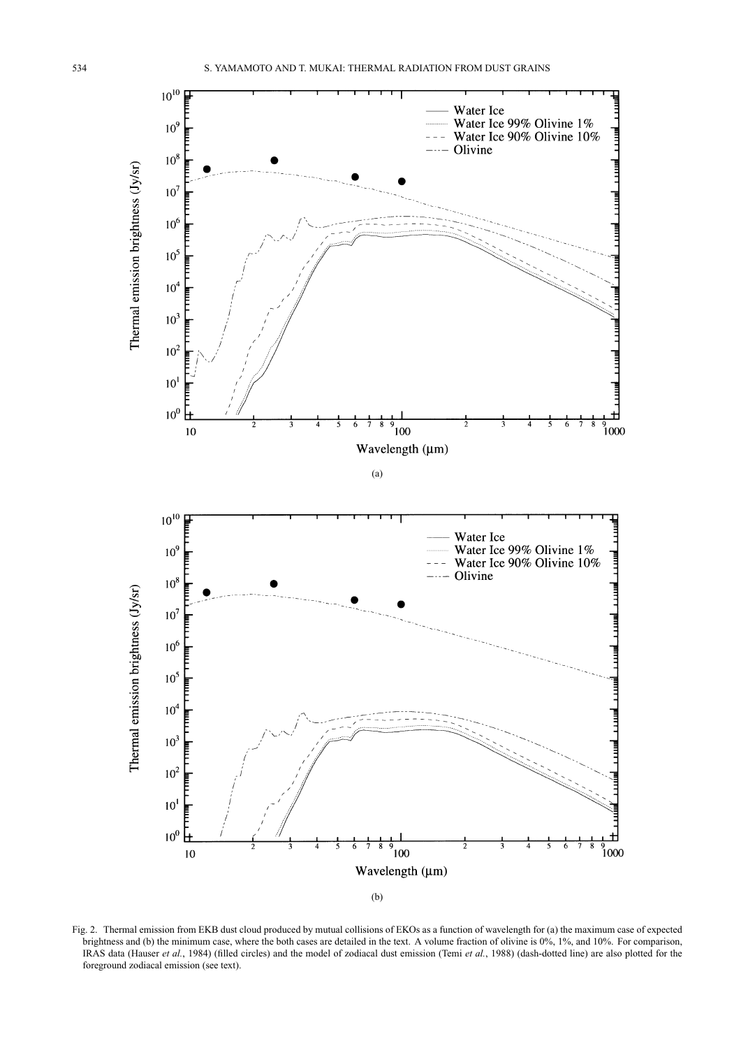Fig. 2. Thermal emission from EKB dust cloud produced by mutual collisions of EKOs as a function of wavelength for (a) the maximum case of expected brightness and (b) the minimum case, where the both cases are detailed in the text. A volume fraction of olivine is 0%, 1%, and 10%. For comparison, IRAS data (Hauser *et al.*, 1984) (filled circles) and the model of zodiacal dust emission (Temi *et al.*, 1988) (dash-dotted line) are also plotted for the foreground zodiacal emission (see text).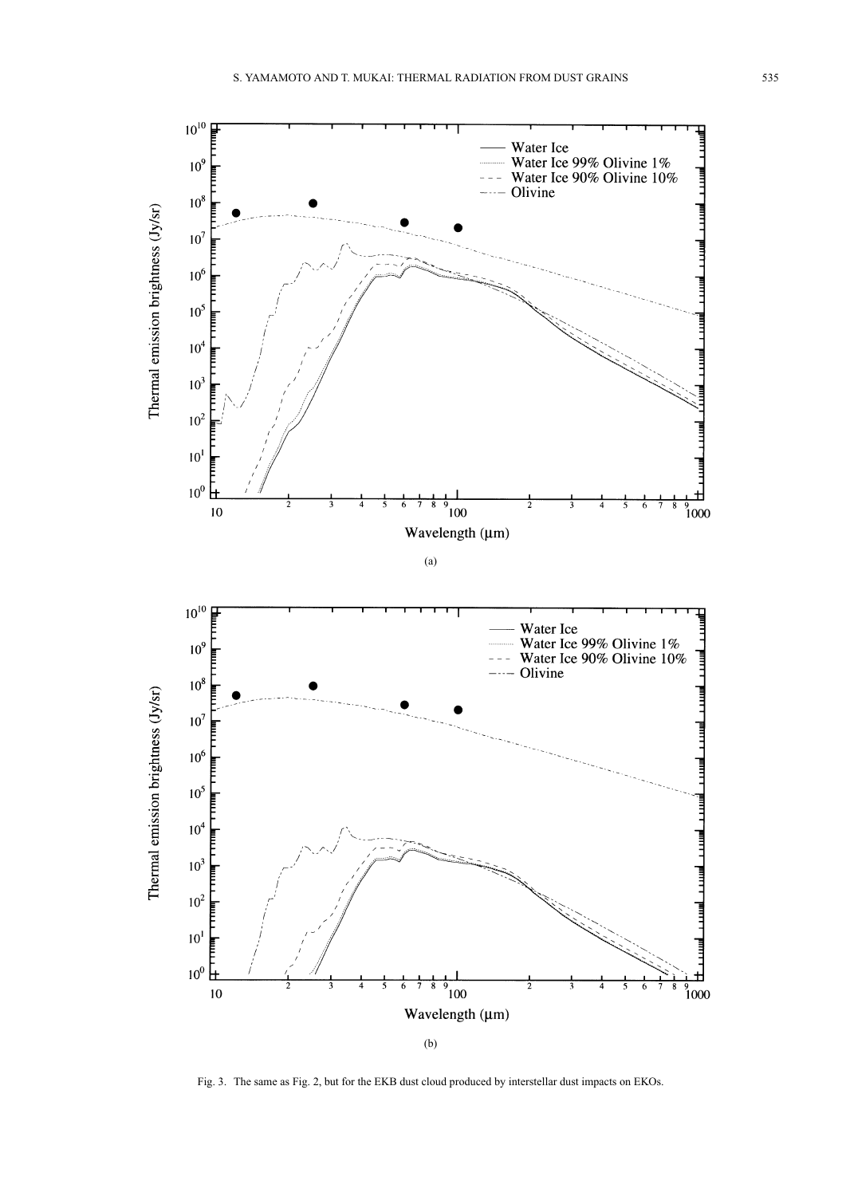(a)

(b)

Fig. 3. The same as Fig. 2, but for the EKB dust cloud produced by interstellar dust impacts on EKOs.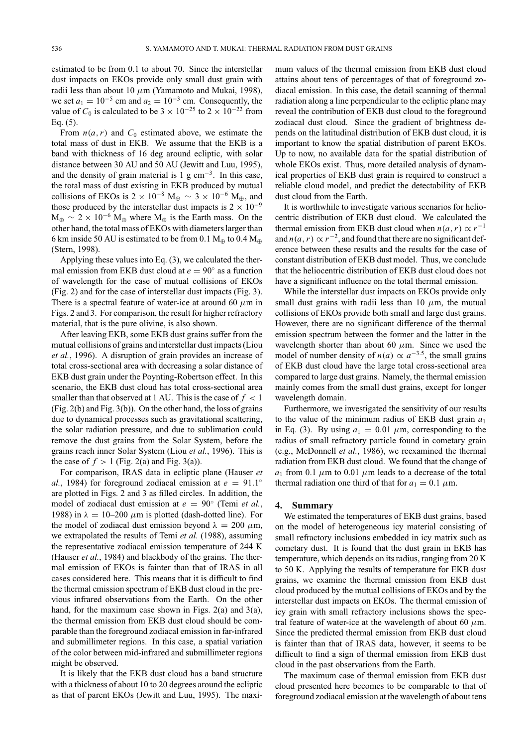estimated to be from 0.1 to about 70. Since the interstellar dust impacts on EKOs provide only small dust grain with radii less than about 10 $\mu$m (Yamamoto and Mukai, 1998), we set $a_1 = 10^{-5}$ cm and $a_2 = 10^{-3}$ cm. Consequently, the value of $C_0$ is calculated to be $3 \times 10^{-25}$ to $2 \times 10^{-22}$ from Eq. (5).

From $n(a, r)$ and $C_0$ estimated above, we estimate the total mass of dust in EKB. We assume that the EKB is a band with thickness of 16 deg around ecliptic, with solar distance between 30 AU and 50 AU (Jewitt and Luu, 1995), and the density of grain material is 1 g cm$^{-3}$. In this case, the total mass of dust existing in EKB produced by mutual collisions of EKOs is $2 \times 10^{-8}$ M$_\oplus$ $\sim$ $3 \times 10^{-6}$ M$_\oplus$, and those produced by the interstellar dust impacts is $2 \times 10^{-9}$ M$_\oplus$ $\sim$ $2 \times 10^{-6}$ M$_\oplus$ where M$_\oplus$ is the Earth mass. On the other hand, the total mass of EKOs with diameters larger than 6 km inside 50 AU is estimated to be from 0.1 M$_\oplus$ to 0.4 M$_\oplus$ (Stern, 1998).

Applying these values into Eq. (3), we calculated the thermal emission from EKB dust cloud at $e = 90^\circ$ as a function of wavelength for the case of mutual collisions of EKOs (Fig. 2) and for the case of interstellar dust impacts (Fig. 3). There is a spectral feature of water-ice at around 60 $\mu$m in Figs. 2 and 3. For comparison, the result for higher refractory material, that is the pure olivine, is also shown.

After leaving EKB, some EKB dust grains suffer from the mutual collisions of grains and interstellar dust impacts (Liou *et al.*, 1996). A disruption of grain provides an increase of total cross-sectional area with decreasing a solar distance of EKB dust grain under the Poynting-Robertson effect. In this scenario, the EKB dust cloud has total cross-sectional area smaller than that observed at 1 AU. This is the case of $f < 1$ (Fig. 2(b) and Fig. 3(b)). On the other hand, the loss of grains due to dynamical processes such as gravitational scattering, the solar radiation pressure, and due to sublimation could remove the dust grains from the Solar System, before the grains reach inner Solar System (Liou *et al.*, 1996). This is the case of $f > 1$ (Fig. 2(a) and Fig. 3(a)).

For comparison, IRAS data in ecliptic plane (Hauser *et al.*, 1984) for foreground zodiacal emission at $e = 91.1^\circ$ are plotted in Figs. 2 and 3 as filled circles. In addition, the model of zodiacal dust emission at $e = 90^\circ$ (Temi *et al.*, 1988) in $\lambda$ = 10–200 $\mu$m is plotted (dash-dotted line). For the model of zodiacal dust emission beyond $\lambda$ = 200 $\mu$m, we extrapolated the results of Temi *et al.* (1988), assuming the representative zodiacal emission temperature of 244 K (Hauser *et al.*, 1984) and blackbody of the grains. The thermal emission of EKOs is fainter than that of IRAS in all cases considered here. This means that it is difficult to find the thermal emission spectrum of EKB dust cloud in the previous infrared observations from the Earth. On the other hand, for the maximum case shown in Figs. 2(a) and 3(a), the thermal emission from EKB dust cloud should be comparable than the foreground zodiacal emission in far-infrared and submillimeter regions. In this case, a spatial variation of the color between mid-infrared and submillimeter regions might be observed.

It is likely that the EKB dust cloud has a band structure with a thickness of about 10 to 20 degrees around the ecliptic as that of parent EKOs (Jewitt and Luu, 1995). The maximum values of the thermal emission from EKB dust cloud attains about tens of percentages of that of foreground zodiacal emission. In this case, the detail scanning of thermal radiation along a line perpendicular to the ecliptic plane may reveal the contribution of EKB dust cloud to the foreground zodiacal dust cloud. Since the gradient of brightness depends on the latitudinal distribution of EKB dust cloud, it is important to know the spatial distribution of parent EKOs. Up to now, no available data for the spatial distribution of whole EKOs exist. Thus, more detailed analysis of dynamical properties of EKB dust grain is required to construct a reliable cloud model, and predict the detectability of EKB dust cloud from the Earth.

It is worthwhile to investigate various scenarios for heliocentric distribution of EKB dust cloud. We calculated the thermal emission from EKB dust cloud when $n(a, r) \propto r^{-1}$ and $n(a, r) \propto r^{-2}$, and found that there are no significant defference between these results and the results for the case of constant distribution of EKB dust model. Thus, we conclude that the heliocentric distribution of EKB dust cloud does not have a significant influence on the total thermal emission.

While the interstellar dust impacts on EKOs provide only small dust grains with radii less than 10 $\mu$m, the mutual collisions of EKOs provide both small and large dust grains. However, there are no significant difference of the thermal emission spectrum between the former and the latter in the wavelength shorter than about 60 $\mu$m. Since we used the model of number density of $n(a) \propto a^{-3.5}$, the small grains of EKB dust cloud have the large total cross-sectional area compared to large dust grains. Namely, the thermal emission mainly comes from the small dust grains, except for longer wavelength domain.

Furthermore, we investigated the sensitivity of our results to the value of the minimum radius of EKB dust grain $a_1$ in Eq. (3). By using $a_1 = 0.01$ $\mu$m, corresponding to the radius of small refractory particle found in cometary grain (e.g., McDonnell *et al.*, 1986), we reexamined the thermal radiation from EKB dust cloud. We found that the change of $a_1$ from 0.1 $\mu$m to 0.01 $\mu$m leads to a decrease of the total thermal radiation one third of that for $a_1 = 0.1$ $\mu$m.

## 4. Summary

We estimated the temperatures of EKB dust grains, based on the model of heterogeneous icy material consisting of small refractory inclusions embedded in icy matrix such as cometary dust. It is found that the dust grain in EKB has temperature, which depends on its radius, ranging from 20 K to 50 K. Applying the results of temperature for EKB dust grains, we examine the thermal emission from EKB dust cloud produced by the mutual collisions of EKOs and by the interstellar dust impacts on EKOs. The thermal emission of icy grain with small refractory inclusions shows the spectral feature of water-ice at the wavelength of about 60 $\mu$m. Since the predicted thermal emission from EKB dust cloud is fainter than that of IRAS data, however, it seems to be difficult to find a sign of thermal emission from EKB dust cloud in the past observations from the Earth.

The maximum case of thermal emission from EKB dust cloud presented here becomes to be comparable to that of foreground zodiacal emission at the wavelength of about tens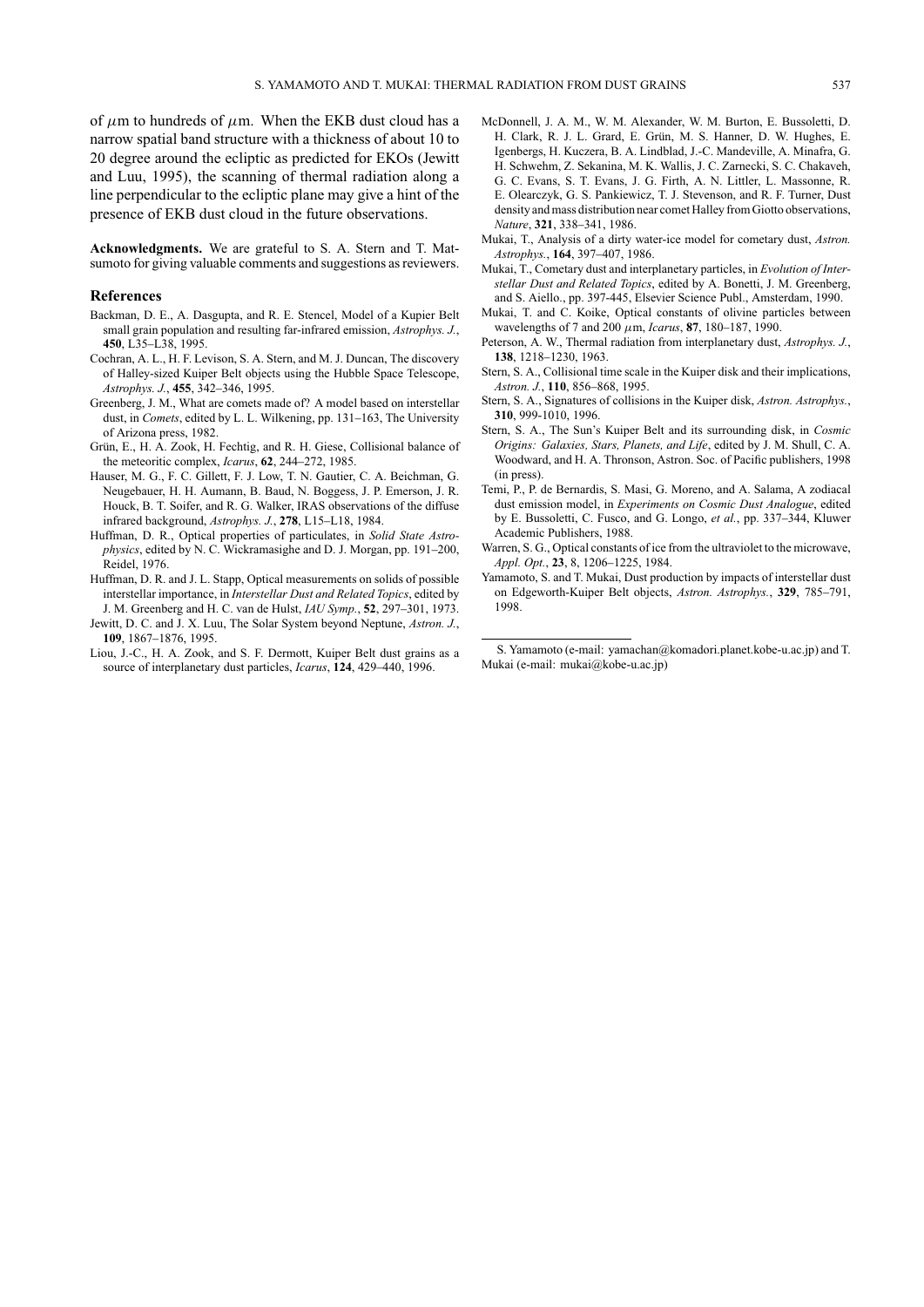of $\mu$m to hundreds of $\mu$m. When the EKB dust cloud has a narrow spatial band structure with a thickness of about 10 to 20 degree around the ecliptic as predicted for EKOs (Jewitt and Luu, 1995), the scanning of thermal radiation along a line perpendicular to the ecliptic plane may give a hint of the presence of EKB dust cloud in the future observations.

**Acknowledgments.** We are grateful to S. A. Stern and T. Matsumoto for giving valuable comments and suggestions as reviewers.

## References

Backman, D. E., A. Dasgupta, and R. E. Stencel, Model of a Kupier Belt small grain population and resulting far-infrared emission, *Astrophys. J.*, **450**, L35–L38, 1995.

Cochran, A. L., H. F. Levison, S. A. Stern, and M. J. Duncan, The discovery of Halley-sized Kuiper Belt objects using the Hubble Space Telescope, *Astrophys. J.*, **455**, 342–346, 1995.

Greenberg, J. M., What are comets made of? A model based on interstellar dust, in *Comets*, edited by L. L. Wilkening, pp. 131–163, The University of Arizona press, 1982.

Grün, E., H. A. Zook, H. Fechtig, and R. H. Giese, Collisional balance of the meteoritic complex, *Icarus*, **62**, 244–272, 1985.

Hauser, M. G., F. C. Gillett, F. J. Low, T. N. Gautier, C. A. Beichman, G. Neugebauer, H. H. Aumann, B. Baud, N. Boggess, J. P. Emerson, J. R. Houck, B. T. Soifer, and R. G. Walker, IRAS observations of the diffuse infrared background, *Astrophys. J.*, **278**, L15–L18, 1984.

Huffman, D. R., Optical properties of particulates, in *Solid State Astrophysics*, edited by N. C. Wickramasighe and D. J. Morgan, pp. 191–200, Reidel, 1976.

Huffman, D. R. and J. L. Stapp, Optical measurements on solids of possible interstellar importance, in *Interstellar Dust and Related Topics*, edited by J. M. Greenberg and H. C. van de Hulst, *IAU Symp.*, **52**, 297–301, 1973.

Jewitt, D. C. and J. X. Luu, The Solar System beyond Neptune, *Astron. J.*, **109**, 1867–1876, 1995.

Liou, J.-C., H. A. Zook, and S. F. Dermott, Kuiper Belt dust grains as a source of interplanetary dust particles, *Icarus*, **124**, 429–440, 1996.

McDonnell, J. A. M., W. M. Alexander, W. M. Burton, E. Bussoletti, D. H. Clark, R. J. L. Grard, E. Grün, M. S. Hanner, D. W. Hughes, E. Igenbergs, H. Kuczera, B. A. Lindblad, J.-C. Mandeville, A. Minafra, G. H. Schwehm, Z. Sekanina, M. K. Wallis, J. C. Zarnecki, S. C. Chakaveh, G. C. Evans, S. T. Evans, J. G. Firth, A. N. Littler, L. Massonne, R. E. Olearczyk, G. S. Pankiewicz, T. J. Stevenson, and R. F. Turner, Dust density and mass distribution near comet Halley from Giotto observations, *Nature*, **321**, 338–341, 1986.

Mukai, T., Analysis of a dirty water-ice model for cometary dust, *Astron. Astrophys.*, **164**, 397–407, 1986.

Mukai, T., Cometary dust and interplanetary particles, in *Evolution of Interstellar Dust and Related Topics*, edited by A. Bonetti, J. M. Greenberg, and S. Aiello., pp. 397-445, Elsevier Science Publ., Amsterdam, 1990.

Mukai, T. and C. Koike, Optical constants of olivine particles between wavelengths of 7 and 200 $\mu$m, *Icarus*, **87**, 180–187, 1990.

Peterson, A. W., Thermal radiation from interplanetary dust, *Astrophys. J.*, **138**, 1218–1230, 1963.

Stern, S. A., Collisional time scale in the Kuiper disk and their implications, *Astron. J.*, **110**, 856–868, 1995.

Stern, S. A., Signatures of collisions in the Kuiper disk, *Astron. Astrophys.*, **310**, 999-1010, 1996.

Stern, S. A., The Sun's Kuiper Belt and its surrounding disk, in *Cosmic Origins: Galaxies, Stars, Planets, and Life*, edited by J. M. Shull, C. A. Woodward, and H. A. Thronson, Astron. Soc. of Pacific publishers, 1998 (in press).

Temi, P., P. de Bernardis, S. Masi, G. Moreno, and A. Salama, A zodiacal dust emission model, in *Experiments on Cosmic Dust Analogue*, edited by E. Bussoletti, C. Fusco, and G. Longo, *et al.*, pp. 337–344, Kluwer Academic Publishers, 1988.

Warren, S. G., Optical constants of ice from the ultraviolet to the microwave, *Appl. Opt.*, **23**, 8, 1206–1225, 1984.

Yamamoto, S. and T. Mukai, Dust production by impacts of interstellar dust on Edgeworth-Kuiper Belt objects, *Astron. Astrophys.*, **329**, 785–791, 1998.

S. Yamamoto (e-mail: yamachan@komadori.planet.kobe-u.ac.jp) and T. Mukai (e-mail: mukai@kobe-u.ac.jp)